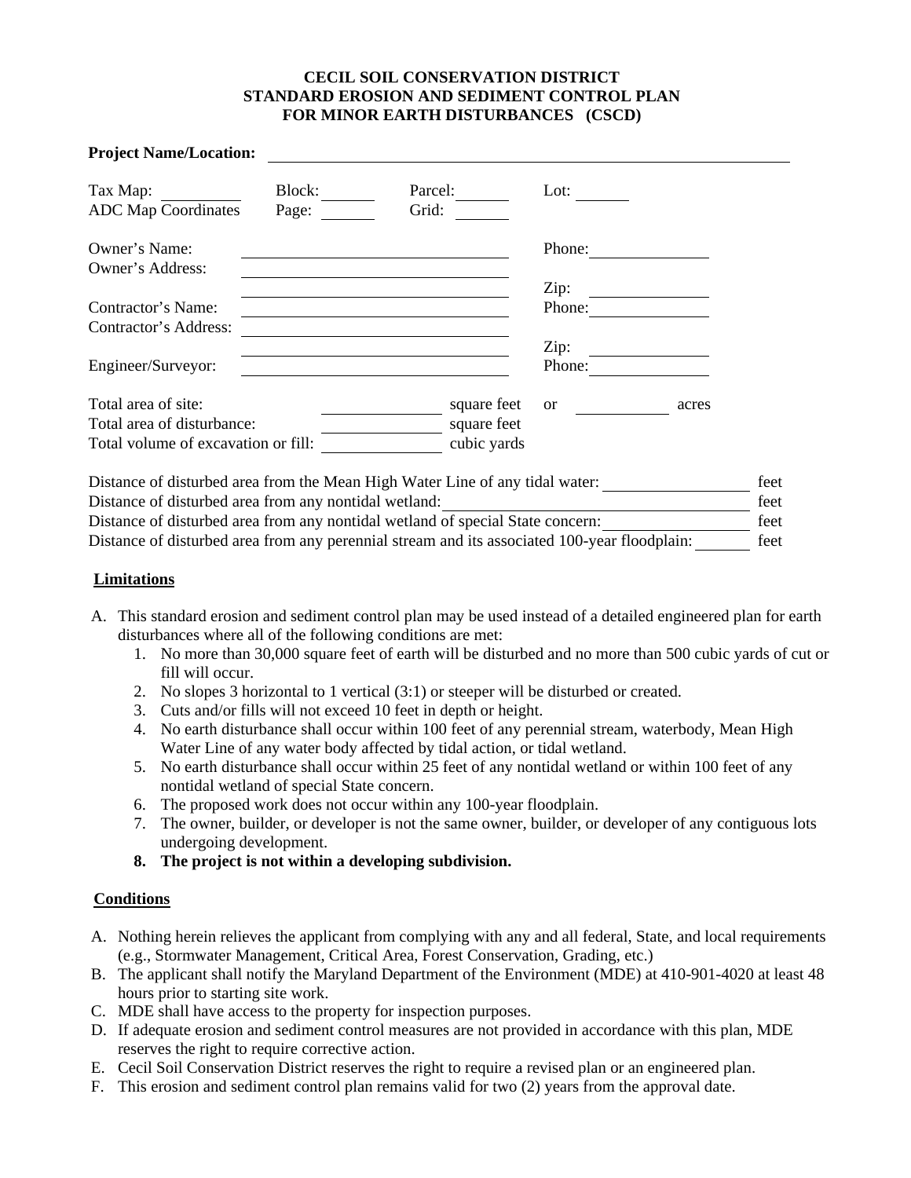# CECIL SOIL CONSERVATION DISTRICT
# STANDARD EROSION AND SEDIMENT CONTROL PLAN
# FOR MINOR EARTH DISTURBANCES (CSCD)

**Project Name/Location:** ______________________________

Tax Map: ________ Block: ________ Parcel: ________ Lot: ________

ADC Map Coordinates Page: ________ Grid: ________

Owner's Name: ______________________________ Phone: ______________

Owner's Address: ______________________________

______________________________ Zip: ______________

Contractor's Name: ______________________________ Phone: ______________

Contractor's Address: ______________________________

______________________________ Zip: ______________

Engineer/Surveyor: ______________________________ Phone: ______________

Total area of site: ______________ square feet or ____________ acres

Total area of disturbance: ______________ square feet

Total volume of excavation or fill: ______________ cubic yards

Distance of disturbed area from the Mean High Water Line of any tidal water: ______________ feet

Distance of disturbed area from any nontidal wetland: ______________ feet

Distance of disturbed area from any nontidal wetland of special State concern: ______________ feet

Distance of disturbed area from any perennial stream and its associated 100-year floodplain: ________ feet

## Limitations

A. This standard erosion and sediment control plan may be used instead of a detailed engineered plan for earth disturbances where all of the following conditions are met:
   1. No more than 30,000 square feet of earth will be disturbed and no more than 500 cubic yards of cut or fill will occur.
   2. No slopes 3 horizontal to 1 vertical (3:1) or steeper will be disturbed or created.
   3. Cuts and/or fills will not exceed 10 feet in depth or height.
   4. No earth disturbance shall occur within 100 feet of any perennial stream, waterbody, Mean High Water Line of any water body affected by tidal action, or tidal wetland.
   5. No earth disturbance shall occur within 25 feet of any nontidal wetland or within 100 feet of any nontidal wetland of special State concern.
   6. The proposed work does not occur within any 100-year floodplain.
   7. The owner, builder, or developer is not the same owner, builder, or developer of any contiguous lots undergoing development.
   8. **The project is not within a developing subdivision.**

## Conditions

A. Nothing herein relieves the applicant from complying with any and all federal, State, and local requirements (e.g., Stormwater Management, Critical Area, Forest Conservation, Grading, etc.)
B. The applicant shall notify the Maryland Department of the Environment (MDE) at 410-901-4020 at least 48 hours prior to starting site work.
C. MDE shall have access to the property for inspection purposes.
D. If adequate erosion and sediment control measures are not provided in accordance with this plan, MDE reserves the right to require corrective action.
E. Cecil Soil Conservation District reserves the right to require a revised plan or an engineered plan.
F. This erosion and sediment control plan remains valid for two (2) years from the approval date.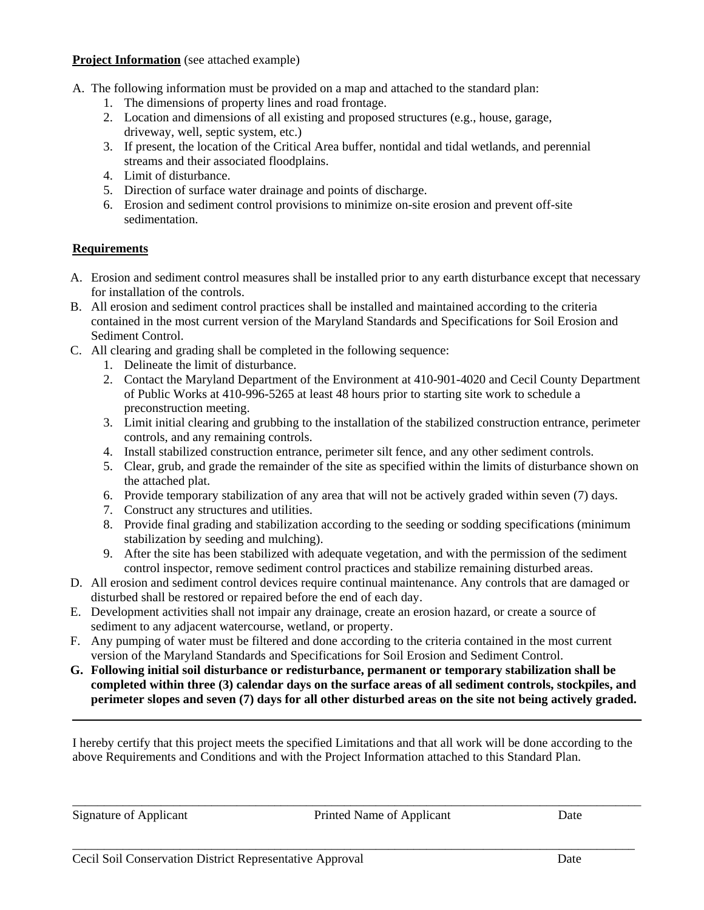**Project Information** (see attached example)

A. The following information must be provided on a map and attached to the standard plan:
   1. The dimensions of property lines and road frontage.
   2. Location and dimensions of all existing and proposed structures (e.g., house, garage, driveway, well, septic system, etc.)
   3. If present, the location of the Critical Area buffer, nontidal and tidal wetlands, and perennial streams and their associated floodplains.
   4. Limit of disturbance.
   5. Direction of surface water drainage and points of discharge.
   6. Erosion and sediment control provisions to minimize on-site erosion and prevent off-site sedimentation.

**Requirements**

A. Erosion and sediment control measures shall be installed prior to any earth disturbance except that necessary for installation of the controls.
B. All erosion and sediment control practices shall be installed and maintained according to the criteria contained in the most current version of the Maryland Standards and Specifications for Soil Erosion and Sediment Control.
C. All clearing and grading shall be completed in the following sequence:
   1. Delineate the limit of disturbance.
   2. Contact the Maryland Department of the Environment at 410-901-4020 and Cecil County Department of Public Works at 410-996-5265 at least 48 hours prior to starting site work to schedule a preconstruction meeting.
   3. Limit initial clearing and grubbing to the installation of the stabilized construction entrance, perimeter controls, and any remaining controls.
   4. Install stabilized construction entrance, perimeter silt fence, and any other sediment controls.
   5. Clear, grub, and grade the remainder of the site as specified within the limits of disturbance shown on the attached plat.
   6. Provide temporary stabilization of any area that will not be actively graded within seven (7) days.
   7. Construct any structures and utilities.
   8. Provide final grading and stabilization according to the seeding or sodding specifications (minimum stabilization by seeding and mulching).
   9. After the site has been stabilized with adequate vegetation, and with the permission of the sediment control inspector, remove sediment control practices and stabilize remaining disturbed areas.
D. All erosion and sediment control devices require continual maintenance. Any controls that are damaged or disturbed shall be restored or repaired before the end of each day.
E. Development activities shall not impair any drainage, create an erosion hazard, or create a source of sediment to any adjacent watercourse, wetland, or property.
F. Any pumping of water must be filtered and done according to the criteria contained in the most current version of the Maryland Standards and Specifications for Soil Erosion and Sediment Control.
G. **Following initial soil disturbance or redisturbance, permanent or temporary stabilization shall be completed within three (3) calendar days on the surface areas of all sediment controls, stockpiles, and perimeter slopes and seven (7) days for all other disturbed areas on the site not being actively graded.**

---

I hereby certify that this project meets the specified Limitations and that all work will be done according to the above Requirements and Conditions and with the Project Information attached to this Standard Plan.

\_\_\_\_\_\_\_\_\_\_\_\_\_\_\_\_\_\_\_\_\_\_\_\_\_\_\_\_\_\_\_\_\_\_\_\_\_\_\_\_\_\_\_\_\_\_\_\_\_\_\_\_\_\_\_\_\_\_\_\_\_\_\_\_\_\_\_\_\_\_\_\_\_\_

Signature of Applicant | Printed Name of Applicant | Date

\_\_\_\_\_\_\_\_\_\_\_\_\_\_\_\_\_\_\_\_\_\_\_\_\_\_\_\_\_\_\_\_\_\_\_\_\_\_\_\_\_\_\_\_\_\_\_\_\_\_\_\_\_\_\_\_\_\_\_\_\_\_\_\_\_\_\_\_\_\_\_\_\_\_

Cecil Soil Conservation District Representative Approval | Date